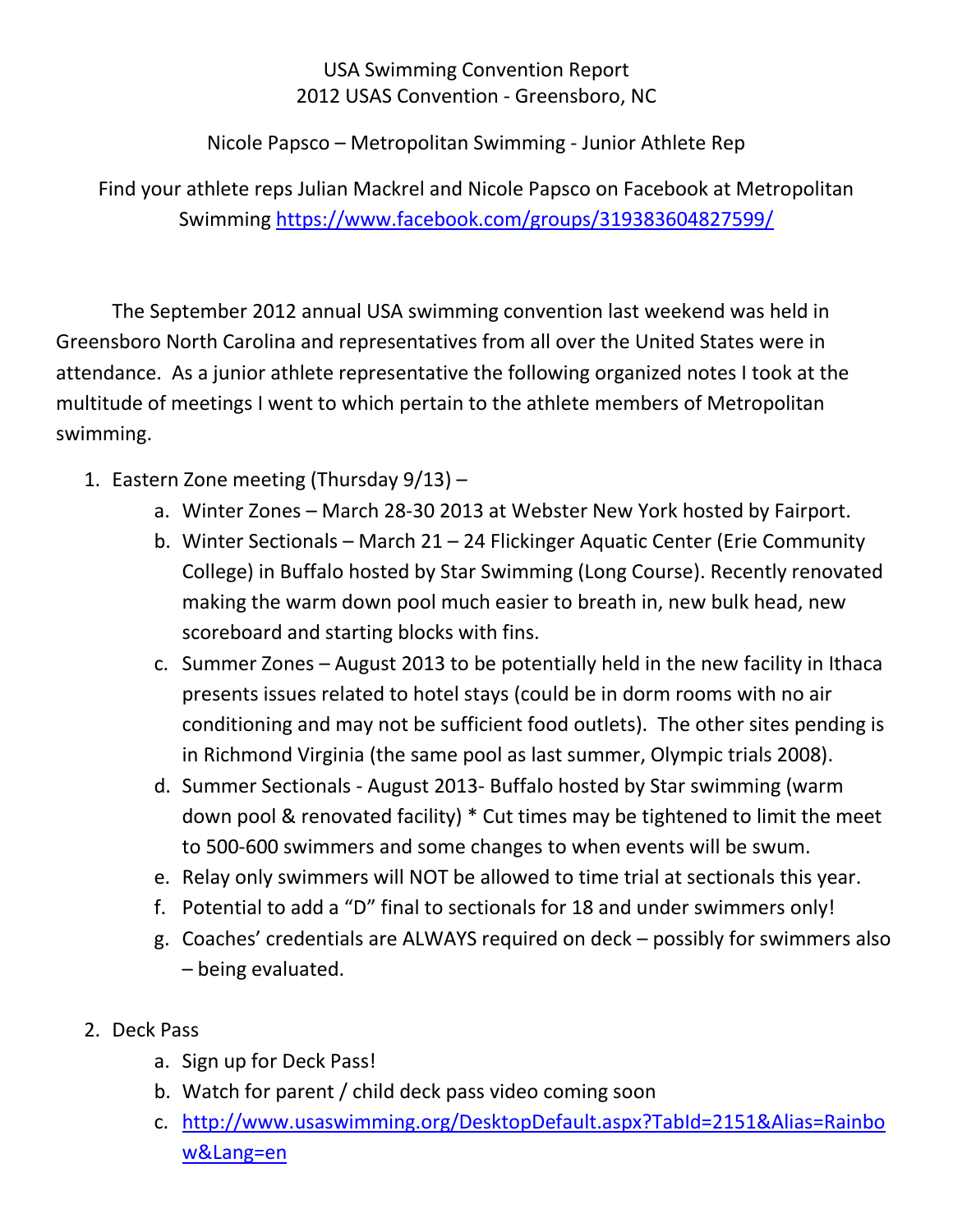USA Swimming Convention Report
2012 USAS Convention - Greensboro, NC

Nicole Papsco – Metropolitan Swimming - Junior Athlete Rep

Find your athlete reps Julian Mackrel and Nicole Papsco on Facebook at Metropolitan Swimming https://www.facebook.com/groups/319383604827599/

The September 2012 annual USA swimming convention last weekend was held in Greensboro North Carolina and representatives from all over the United States were in attendance. As a junior athlete representative the following organized notes I took at the multitude of meetings I went to which pertain to the athlete members of Metropolitan swimming.

1. Eastern Zone meeting (Thursday 9/13) –
   a. Winter Zones – March 28-30 2013 at Webster New York hosted by Fairport.
   b. Winter Sectionals – March 21 – 24 Flickinger Aquatic Center (Erie Community College) in Buffalo hosted by Star Swimming (Long Course). Recently renovated making the warm down pool much easier to breath in, new bulk head, new scoreboard and starting blocks with fins.
   c. Summer Zones – August 2013 to be potentially held in the new facility in Ithaca presents issues related to hotel stays (could be in dorm rooms with no air conditioning and may not be sufficient food outlets). The other sites pending is in Richmond Virginia (the same pool as last summer, Olympic trials 2008).
   d. Summer Sectionals - August 2013- Buffalo hosted by Star swimming (warm down pool & renovated facility) * Cut times may be tightened to limit the meet to 500-600 swimmers and some changes to when events will be swum.
   e. Relay only swimmers will NOT be allowed to time trial at sectionals this year.
   f. Potential to add a "D" final to sectionals for 18 and under swimmers only!
   g. Coaches' credentials are ALWAYS required on deck – possibly for swimmers also – being evaluated.

2. Deck Pass
   a. Sign up for Deck Pass!
   b. Watch for parent / child deck pass video coming soon
   c. http://www.usaswimming.org/DesktopDefault.aspx?TabId=2151&Alias=Rainbow&Lang=en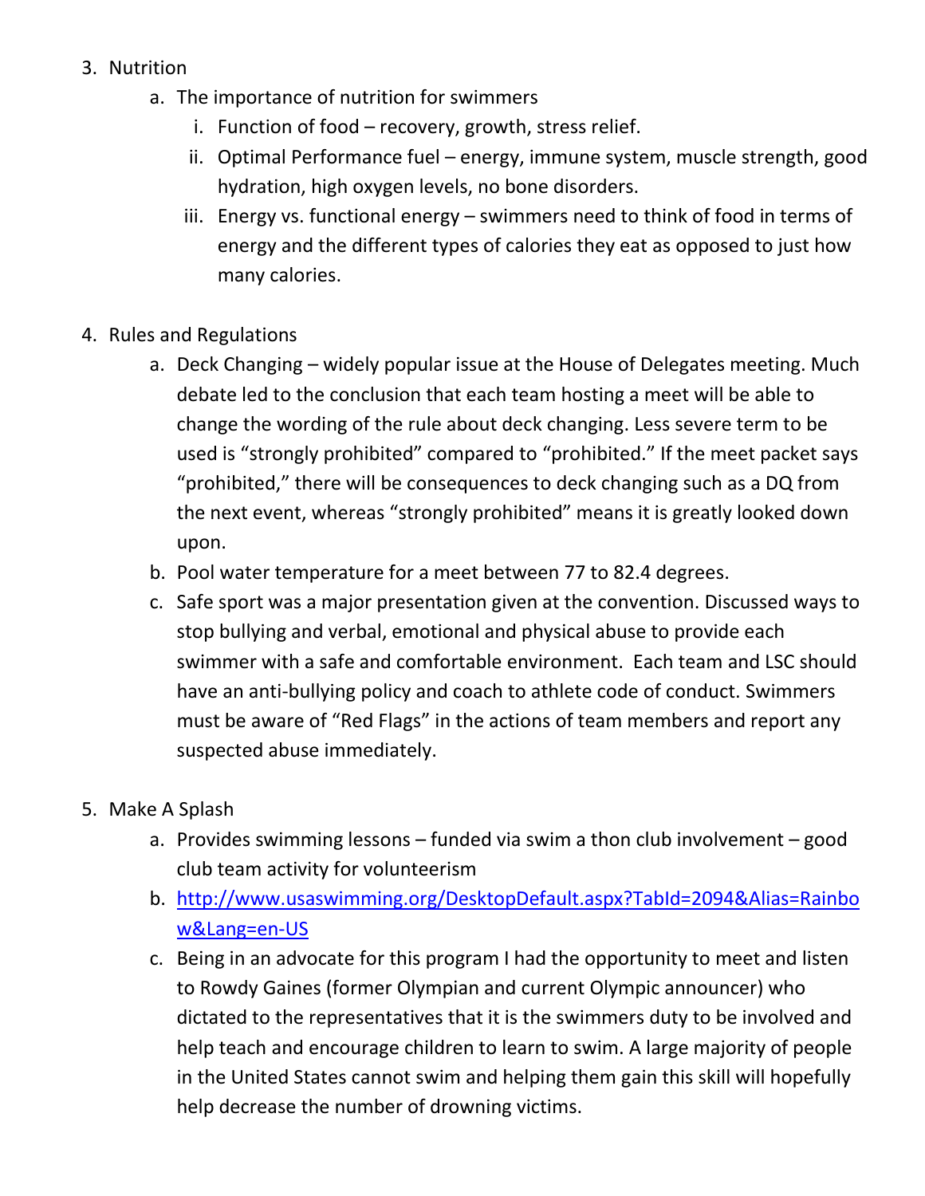3. Nutrition
    a. The importance of nutrition for swimmers
        i. Function of food – recovery, growth, stress relief.
        ii. Optimal Performance fuel – energy, immune system, muscle strength, good hydration, high oxygen levels, no bone disorders.
        iii. Energy vs. functional energy – swimmers need to think of food in terms of energy and the different types of calories they eat as opposed to just how many calories.

4. Rules and Regulations
    a. Deck Changing – widely popular issue at the House of Delegates meeting. Much debate led to the conclusion that each team hosting a meet will be able to change the wording of the rule about deck changing. Less severe term to be used is "strongly prohibited" compared to "prohibited." If the meet packet says "prohibited," there will be consequences to deck changing such as a DQ from the next event, whereas "strongly prohibited" means it is greatly looked down upon.
    b. Pool water temperature for a meet between 77 to 82.4 degrees.
    c. Safe sport was a major presentation given at the convention. Discussed ways to stop bullying and verbal, emotional and physical abuse to provide each swimmer with a safe and comfortable environment. Each team and LSC should have an anti-bullying policy and coach to athlete code of conduct. Swimmers must be aware of "Red Flags" in the actions of team members and report any suspected abuse immediately.

5. Make A Splash
    a. Provides swimming lessons – funded via swim a thon club involvement – good club team activity for volunteerism
    b. http://www.usaswimming.org/DesktopDefault.aspx?TabId=2094&Alias=Rainbow&Lang=en-US
    c. Being in an advocate for this program I had the opportunity to meet and listen to Rowdy Gaines (former Olympian and current Olympic announcer) who dictated to the representatives that it is the swimmers duty to be involved and help teach and encourage children to learn to swim. A large majority of people in the United States cannot swim and helping them gain this skill will hopefully help decrease the number of drowning victims.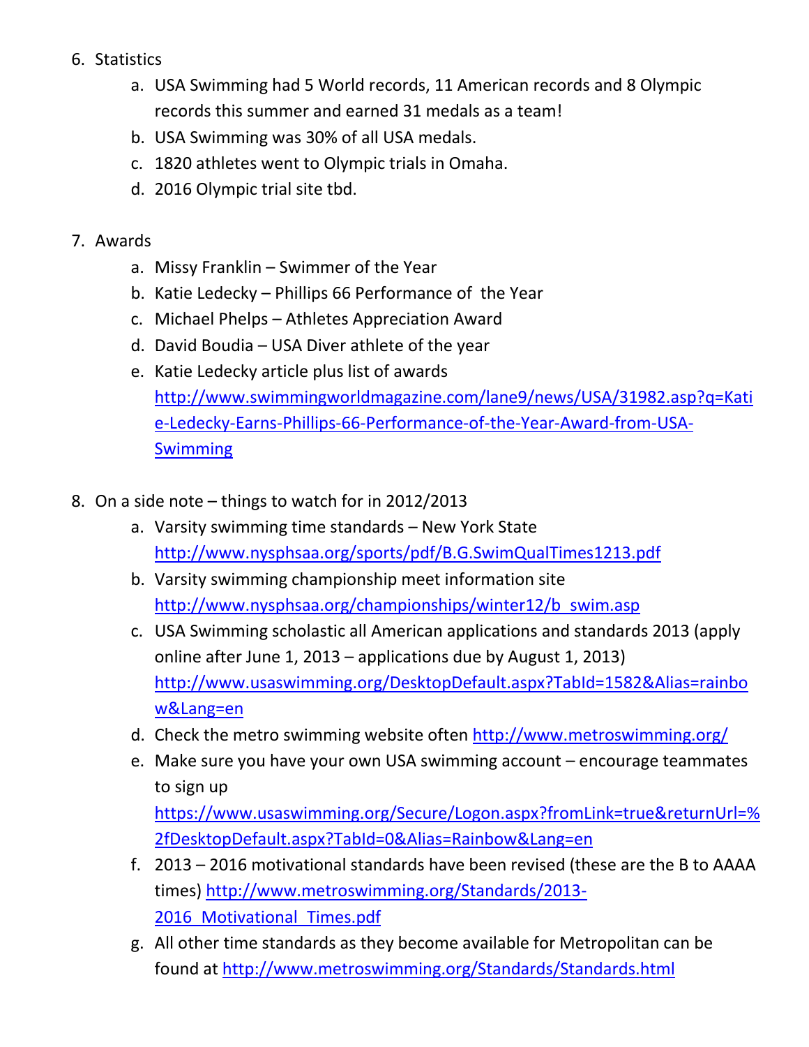6. Statistics
    a. USA Swimming had 5 World records, 11 American records and 8 Olympic records this summer and earned 31 medals as a team!
    b. USA Swimming was 30% of all USA medals.
    c. 1820 athletes went to Olympic trials in Omaha.
    d. 2016 Olympic trial site tbd.

7. Awards
    a. Missy Franklin – Swimmer of the Year
    b. Katie Ledecky – Phillips 66 Performance of the Year
    c. Michael Phelps – Athletes Appreciation Award
    d. David Boudia – USA Diver athlete of the year
    e. Katie Ledecky article plus list of awards http://www.swimmingworldmagazine.com/lane9/news/USA/31982.asp?q=Katie-Ledecky-Earns-Phillips-66-Performance-of-the-Year-Award-from-USA-Swimming

8. On a side note – things to watch for in 2012/2013
    a. Varsity swimming time standards – New York State http://www.nysphsaa.org/sports/pdf/B.G.SwimQualTimes1213.pdf
    b. Varsity swimming championship meet information site http://www.nysphsaa.org/championships/winter12/b_swim.asp
    c. USA Swimming scholastic all American applications and standards 2013 (apply online after June 1, 2013 – applications due by August 1, 2013) http://www.usaswimming.org/DesktopDefault.aspx?TabId=1582&Alias=rainbow&Lang=en
    d. Check the metro swimming website often http://www.metroswimming.org/
    e. Make sure you have your own USA swimming account – encourage teammates to sign up https://www.usaswimming.org/Secure/Logon.aspx?fromLink=true&returnUrl=%2fDesktopDefault.aspx?TabId=0&Alias=Rainbow&Lang=en
    f. 2013 – 2016 motivational standards have been revised (these are the B to AAAA times) http://www.metroswimming.org/Standards/2013-2016_Motivational_Times.pdf
    g. All other time standards as they become available for Metropolitan can be found at http://www.metroswimming.org/Standards/Standards.html